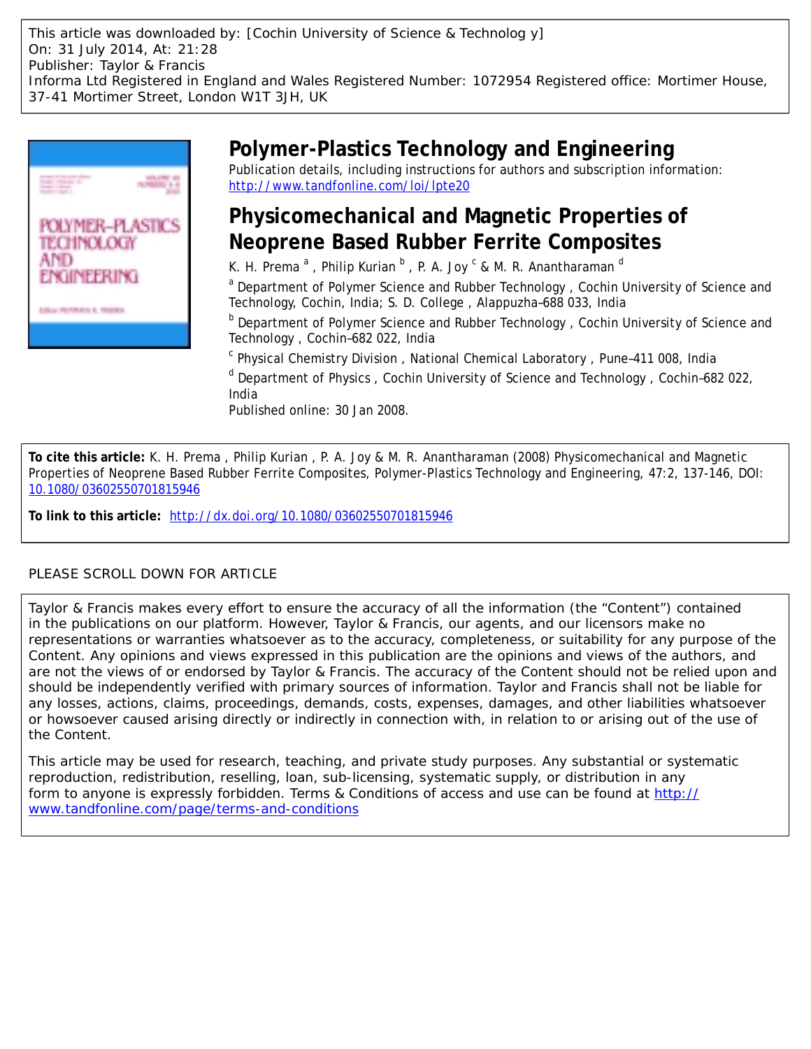This article was downloaded by: [Cochin University of Science & Technolog y]
On: 31 July 2014, At: 21:28
Publisher: Taylor & Francis
Informa Ltd Registered in England and Wales Registered Number: 1072954 Registered office: Mortimer House, 37-41 Mortimer Street, London W1T 3JH, UK

# Polymer-Plastics Technology and Engineering

Publication details, including instructions for authors and subscription information:
http://www.tandfonline.com/loi/lpte20

# Physicomechanical and Magnetic Properties of Neoprene Based Rubber Ferrite Composites

K. H. Prema [a], Philip Kurian [b], P. A. Joy [c] & M. R. Anantharaman [d]

[a] Department of Polymer Science and Rubber Technology, Cochin University of Science and Technology, Cochin, India; S. D. College, Alappuzha–688 033, India

[b] Department of Polymer Science and Rubber Technology, Cochin University of Science and Technology, Cochin–682 022, India

[c] Physical Chemistry Division, National Chemical Laboratory, Pune–411 008, India

[d] Department of Physics, Cochin University of Science and Technology, Cochin–682 022, India

Published online: 30 Jan 2008.

**To cite this article:** K. H. Prema, Philip Kurian, P. A. Joy & M. R. Anantharaman (2008) Physicomechanical and Magnetic Properties of Neoprene Based Rubber Ferrite Composites, Polymer-Plastics Technology and Engineering, 47:2, 137-146, DOI: 10.1080/03602550701815946

**To link to this article:** http://dx.doi.org/10.1080/03602550701815946

PLEASE SCROLL DOWN FOR ARTICLE

Taylor & Francis makes every effort to ensure the accuracy of all the information (the "Content") contained in the publications on our platform. However, Taylor & Francis, our agents, and our licensors make no representations or warranties whatsoever as to the accuracy, completeness, or suitability for any purpose of the Content. Any opinions and views expressed in this publication are the opinions and views of the authors, and are not the views of or endorsed by Taylor & Francis. The accuracy of the Content should not be relied upon and should be independently verified with primary sources of information. Taylor and Francis shall not be liable for any losses, actions, claims, proceedings, demands, costs, expenses, damages, and other liabilities whatsoever or howsoever caused arising directly or indirectly in connection with, in relation to or arising out of the use of the Content.

This article may be used for research, teaching, and private study purposes. Any substantial or systematic reproduction, redistribution, reselling, loan, sub-licensing, systematic supply, or distribution in any form to anyone is expressly forbidden. Terms & Conditions of access and use can be found at http://www.tandfonline.com/page/terms-and-conditions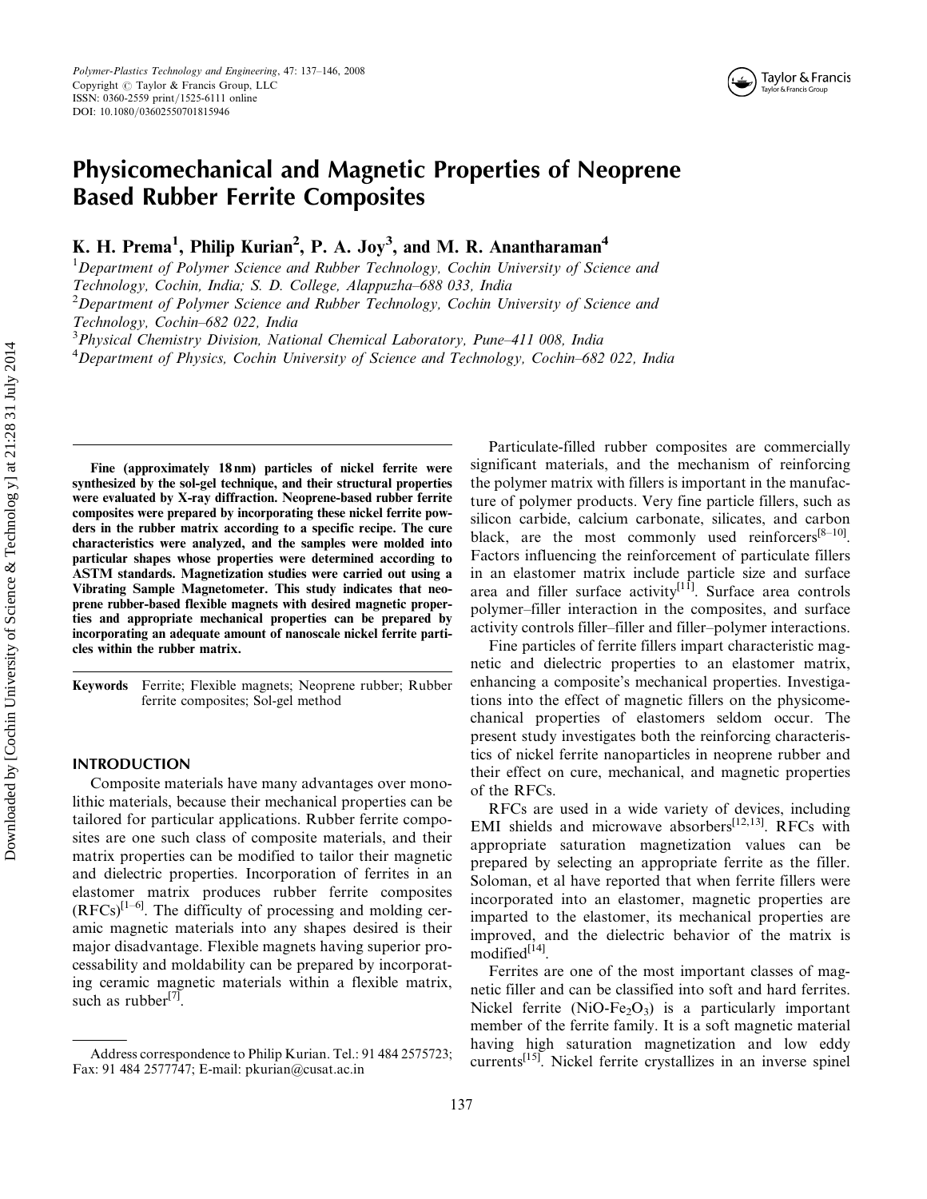# Physicomechanical and Magnetic Properties of Neoprene Based Rubber Ferrite Composites

**K. H. Prema[1], Philip Kurian[2], P. A. Joy[3], and M. R. Anantharaman[4]**

[1]*Department of Polymer Science and Rubber Technology, Cochin University of Science and Technology, Cochin, India; S. D. College, Alappuzha–688 033, India*

[2]*Department of Polymer Science and Rubber Technology, Cochin University of Science and Technology, Cochin–682 022, India*

[3]*Physical Chemistry Division, National Chemical Laboratory, Pune–411 008, India*

[4]*Department of Physics, Cochin University of Science and Technology, Cochin–682 022, India*

**Fine (approximately 18 nm) particles of nickel ferrite were synthesized by the sol-gel technique, and their structural properties were evaluated by X-ray diffraction. Neoprene-based rubber ferrite composites were prepared by incorporating these nickel ferrite powders in the rubber matrix according to a specific recipe. The cure characteristics were analyzed, and the samples were molded into particular shapes whose properties were determined according to ASTM standards. Magnetization studies were carried out using a Vibrating Sample Magnetometer. This study indicates that neoprene rubber-based flexible magnets with desired magnetic properties and appropriate mechanical properties can be prepared by incorporating an adequate amount of nanoscale nickel ferrite particles within the rubber matrix.**

**Keywords** Ferrite; Flexible magnets; Neoprene rubber; Rubber ferrite composites; Sol-gel method

## INTRODUCTION

Composite materials have many advantages over monolithic materials, because their mechanical properties can be tailored for particular applications. Rubber ferrite composites are one such class of composite materials, and their matrix properties can be modified to tailor their magnetic and dielectric properties. Incorporation of ferrites in an elastomer matrix produces rubber ferrite composites (RFCs)[1–6]. The difficulty of processing and molding ceramic magnetic materials into any shapes desired is their major disadvantage. Flexible magnets having superior processability and moldability can be prepared by incorporating ceramic magnetic materials within a flexible matrix, such as rubber[7].

Particulate-filled rubber composites are commercially significant materials, and the mechanism of reinforcing the polymer matrix with fillers is important in the manufacture of polymer products. Very fine particle fillers, such as silicon carbide, calcium carbonate, silicates, and carbon black, are the most commonly used reinforcers[8–10]. Factors influencing the reinforcement of particulate fillers in an elastomer matrix include particle size and surface area and filler surface activity[11]. Surface area controls polymer–filler interaction in the composites, and surface activity controls filler–filler and filler–polymer interactions.

Fine particles of ferrite fillers impart characteristic magnetic and dielectric properties to an elastomer matrix, enhancing a composite's mechanical properties. Investigations into the effect of magnetic fillers on the physicomechanical properties of elastomers seldom occur. The present study investigates both the reinforcing characteristics of nickel ferrite nanoparticles in neoprene rubber and their effect on cure, mechanical, and magnetic properties of the RFCs.

RFCs are used in a wide variety of devices, including EMI shields and microwave absorbers[12,13]. RFCs with appropriate saturation magnetization values can be prepared by selecting an appropriate ferrite as the filler. Soloman, et al have reported that when ferrite fillers were incorporated into an elastomer, magnetic properties are imparted to the elastomer, its mechanical properties are improved, and the dielectric behavior of the matrix is modified[14].

Ferrites are one of the most important classes of magnetic filler and can be classified into soft and hard ferrites. Nickel ferrite ($NiO$-$Fe_2O_3$) is a particularly important member of the ferrite family. It is a soft magnetic material having high saturation magnetization and low eddy currents[15]. Nickel ferrite crystallizes in an inverse spinel

Address correspondence to Philip Kurian. Tel.: 91 484 2575723; Fax: 91 484 2577747; E-mail: pkurian@cusat.ac.in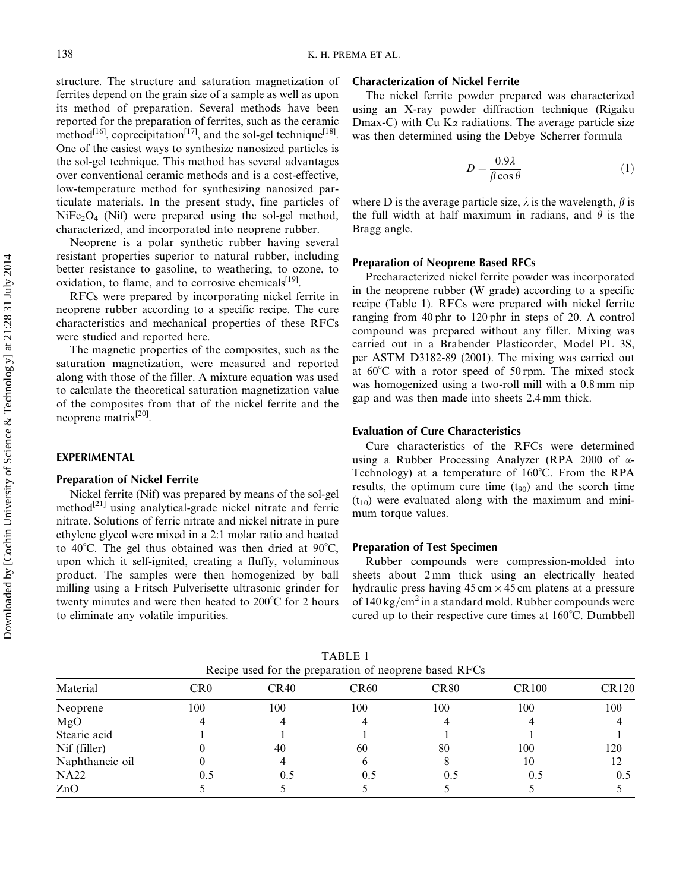structure. The structure and saturation magnetization of ferrites depend on the grain size of a sample as well as upon its method of preparation. Several methods have been reported for the preparation of ferrites, such as the ceramic method[16], coprecipitation[17], and the sol-gel technique[18]. One of the easiest ways to synthesize nanosized particles is the sol-gel technique. This method has several advantages over conventional ceramic methods and is a cost-effective, low-temperature method for synthesizing nanosized particulate materials. In the present study, fine particles of $NiFe_2O_4$ (Nif) were prepared using the sol-gel method, characterized, and incorporated into neoprene rubber.

Neoprene is a polar synthetic rubber having several resistant properties superior to natural rubber, including better resistance to gasoline, to weathering, to ozone, to oxidation, to flame, and to corrosive chemicals[19].

RFCs were prepared by incorporating nickel ferrite in neoprene rubber according to a specific recipe. The cure characteristics and mechanical properties of these RFCs were studied and reported here.

The magnetic properties of the composites, such as the saturation magnetization, were measured and reported along with those of the filler. A mixture equation was used to calculate the theoretical saturation magnetization value of the composites from that of the nickel ferrite and the neoprene matrix[20].

## EXPERIMENTAL

### Preparation of Nickel Ferrite

Nickel ferrite (Nif) was prepared by means of the sol-gel method[21] using analytical-grade nickel nitrate and ferric nitrate. Solutions of ferric nitrate and nickel nitrate in pure ethylene glycol were mixed in a 2:1 molar ratio and heated to 40°C. The gel thus obtained was then dried at 90°C, upon which it self-ignited, creating a fluffy, voluminous product. The samples were then homogenized by ball milling using a Fritsch Pulverisette ultrasonic grinder for twenty minutes and were then heated to 200°C for 2 hours to eliminate any volatile impurities.

### Characterization of Nickel Ferrite

The nickel ferrite powder prepared was characterized using an X-ray powder diffraction technique (Rigaku Dmax-C) with Cu K$\alpha$ radiations. The average particle size was then determined using the Debye–Scherrer formula

$$D = \frac{0.9\lambda}{\beta \cos\theta} \tag{1}$$

where D is the average particle size, $\lambda$ is the wavelength, $\beta$ is the full width at half maximum in radians, and $\theta$ is the Bragg angle.

### Preparation of Neoprene Based RFCs

Precharacterized nickel ferrite powder was incorporated in the neoprene rubber (W grade) according to a specific recipe (Table 1). RFCs were prepared with nickel ferrite ranging from 40 phr to 120 phr in steps of 20. A control compound was prepared without any filler. Mixing was carried out in a Brabender Plasticorder, Model PL 3S, per ASTM D3182-89 (2001). The mixing was carried out at 60°C with a rotor speed of 50 rpm. The mixed stock was homogenized using a two-roll mill with a 0.8 mm nip gap and was then made into sheets 2.4 mm thick.

### Evaluation of Cure Characteristics

Cure characteristics of the RFCs were determined using a Rubber Processing Analyzer (RPA 2000 of $\alpha$-Technology) at a temperature of 160°C. From the RPA results, the optimum cure time ($t_{90}$) and the scorch time ($t_{10}$) were evaluated along with the maximum and minimum torque values.

### Preparation of Test Specimen

Rubber compounds were compression-molded into sheets about 2 mm thick using an electrically heated hydraulic press having 45 cm × 45 cm platens at a pressure of 140 kg/cm$^2$ in a standard mold. Rubber compounds were cured up to their respective cure times at 160°C. Dumbbell

TABLE 1
Recipe used for the preparation of neoprene based RFCs

| Material | CR0 | CR40 | CR60 | CR80 | CR100 | CR120 |
|---|---|---|---|---|---|---|
| Neoprene | 100 | 100 | 100 | 100 | 100 | 100 |
| MgO | 4 | 4 | 4 | 4 | 4 | 4 |
| Stearic acid | 1 | 1 | 1 | 1 | 1 | 1 |
| Nif (filler) | 0 | 40 | 60 | 80 | 100 | 120 |
| Naphthaneic oil | 0 | 4 | 6 | 8 | 10 | 12 |
| NA22 | 0.5 | 0.5 | 0.5 | 0.5 | 0.5 | 0.5 |
| ZnO | 5 | 5 | 5 | 5 | 5 | 5 |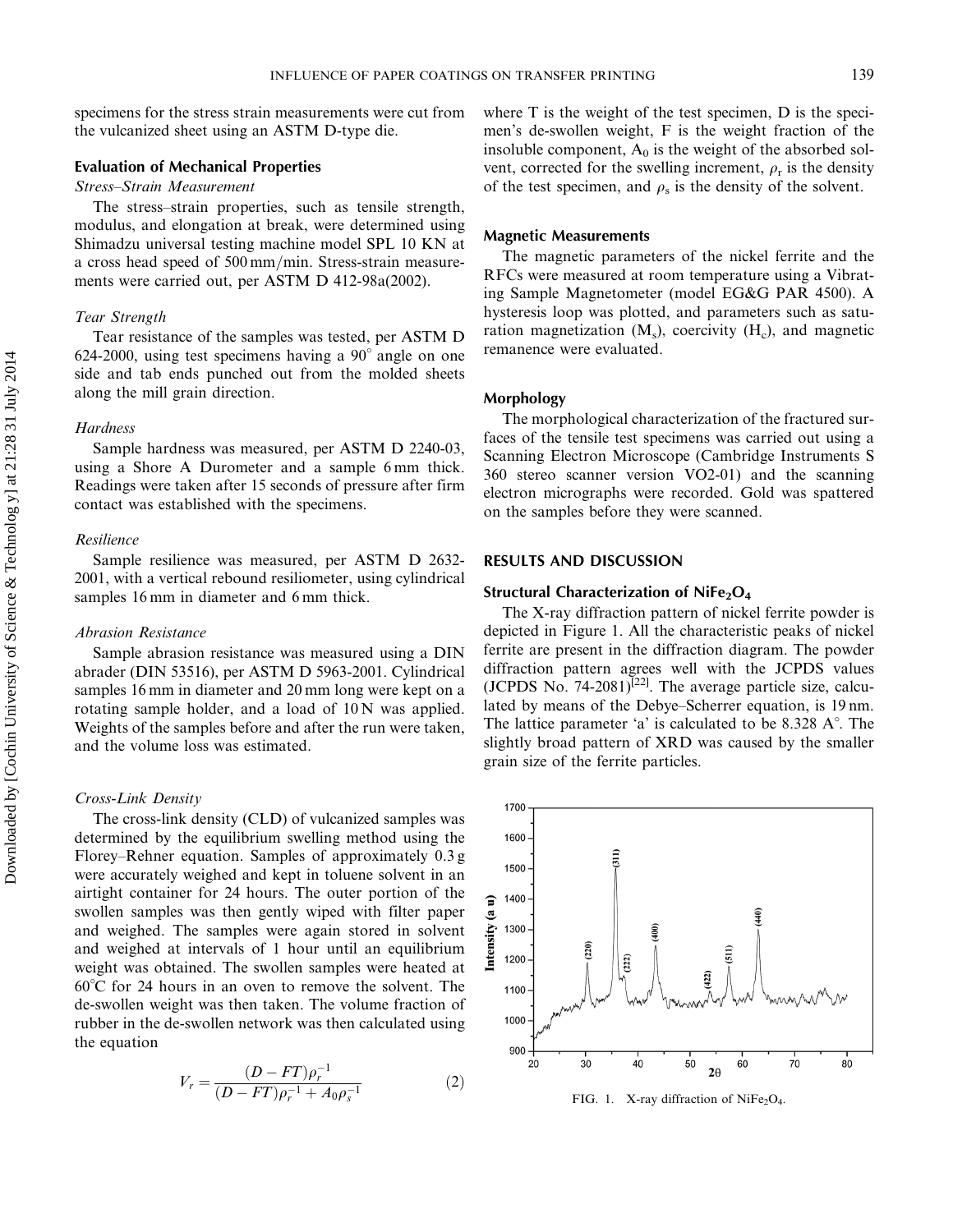specimens for the stress strain measurements were cut from the vulcanized sheet using an ASTM D-type die.

### Evaluation of Mechanical Properties

*Stress–Strain Measurement*

The stress–strain properties, such as tensile strength, modulus, and elongation at break, were determined using Shimadzu universal testing machine model SPL 10 KN at a cross head speed of 500 mm/min. Stress-strain measurements were carried out, per ASTM D 412-98a(2002).

*Tear Strength*

Tear resistance of the samples was tested, per ASTM D 624-2000, using test specimens having a 90° angle on one side and tab ends punched out from the molded sheets along the mill grain direction.

*Hardness*

Sample hardness was measured, per ASTM D 2240-03, using a Shore A Durometer and a sample 6 mm thick. Readings were taken after 15 seconds of pressure after firm contact was established with the specimens.

*Resilience*

Sample resilience was measured, per ASTM D 2632-2001, with a vertical rebound resiliometer, using cylindrical samples 16 mm in diameter and 6 mm thick.

*Abrasion Resistance*

Sample abrasion resistance was measured using a DIN abrader (DIN 53516), per ASTM D 5963-2001. Cylindrical samples 16 mm in diameter and 20 mm long were kept on a rotating sample holder, and a load of 10 N was applied. Weights of the samples before and after the run were taken, and the volume loss was estimated.

*Cross-Link Density*

The cross-link density (CLD) of vulcanized samples was determined by the equilibrium swelling method using the Florey–Rehner equation. Samples of approximately 0.3 g were accurately weighed and kept in toluene solvent in an airtight container for 24 hours. The outer portion of the swollen samples was then gently wiped with filter paper and weighed. The samples were again stored in solvent and weighed at intervals of 1 hour until an equilibrium weight was obtained. The swollen samples were heated at 60°C for 24 hours in an oven to remove the solvent. The de-swollen weight was then taken. The volume fraction of rubber in the de-swollen network was then calculated using the equation

$$V_r = \frac{(D - FT)\rho_r^{-1}}{(D - FT)\rho_r^{-1} + A_0\rho_s^{-1}} \tag{2}$$

where T is the weight of the test specimen, D is the specimen's de-swollen weight, F is the weight fraction of the insoluble component, $A_0$ is the weight of the absorbed solvent, corrected for the swelling increment, $\rho_r$ is the density of the test specimen, and $\rho_s$ is the density of the solvent.

### Magnetic Measurements

The magnetic parameters of the nickel ferrite and the RFCs were measured at room temperature using a Vibrating Sample Magnetometer (model EG&G PAR 4500). A hysteresis loop was plotted, and parameters such as saturation magnetization ($M_s$), coercivity ($H_c$), and magnetic remanence were evaluated.

### Morphology

The morphological characterization of the fractured surfaces of the tensile test specimens was carried out using a Scanning Electron Microscope (Cambridge Instruments S 360 stereo scanner version VO2-01) and the scanning electron micrographs were recorded. Gold was spattered on the samples before they were scanned.

## RESULTS AND DISCUSSION

### Structural Characterization of $NiFe_2O_4$

The X-ray diffraction pattern of nickel ferrite powder is depicted in Figure 1. All the characteristic peaks of nickel ferrite are present in the diffraction diagram. The powder diffraction pattern agrees well with the JCPDS values (JCPDS No. 74-2081)[22]. The average particle size, calculated by means of the Debye–Scherrer equation, is 19 nm. The lattice parameter 'a' is calculated to be 8.328 A°. The slightly broad pattern of XRD was caused by the smaller grain size of the ferrite particles.

FIG. 1. X-ray diffraction of $NiFe_2O_4$.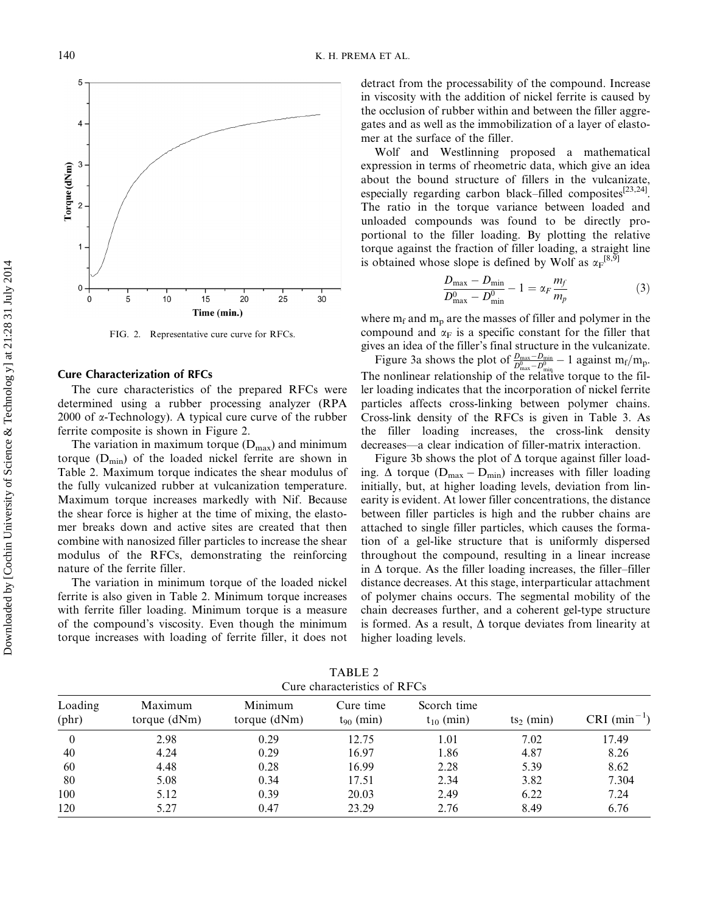FIG. 2. Representative cure curve for RFCs.

### Cure Characterization of RFCs

The cure characteristics of the prepared RFCs were determined using a rubber processing analyzer (RPA 2000 of α-Technology). A typical cure curve of the rubber ferrite composite is shown in Figure 2.

The variation in maximum torque ($D_{max}$) and minimum torque ($D_{min}$) of the loaded nickel ferrite are shown in Table 2. Maximum torque indicates the shear modulus of the fully vulcanized rubber at vulcanization temperature. Maximum torque increases markedly with Nif. Because the shear force is higher at the time of mixing, the elastomer breaks down and active sites are created that then combine with nanosized filler particles to increase the shear modulus of the RFCs, demonstrating the reinforcing nature of the ferrite filler.

The variation in minimum torque of the loaded nickel ferrite is also given in Table 2. Minimum torque increases with ferrite filler loading. Minimum torque is a measure of the compound's viscosity. Even though the minimum torque increases with loading of ferrite filler, it does not detract from the processability of the compound. Increase in viscosity with the addition of nickel ferrite is caused by the occlusion of rubber within and between the filler aggregates and as well as the immobilization of a layer of elastomer at the surface of the filler.

Wolf and Westlinning proposed a mathematical expression in terms of rheometric data, which give an idea about the bound structure of fillers in the vulcanizate, especially regarding carbon black–filled composites[23,24]. The ratio in the torque variance between loaded and unloaded compounds was found to be directly proportional to the filler loading. By plotting the relative torque against the fraction of filler loading, a straight line is obtained whose slope is defined by Wolf as $\alpha_F$[8,9]

$$\frac{D_{\max} - D_{\min}}{D^{0}_{\max} - D^{0}_{\min}} - 1 = \alpha_F \frac{m_f}{m_p} \tag{3}$$

where $m_f$ and $m_p$ are the masses of filler and polymer in the compound and $\alpha_F$ is a specific constant for the filler that gives an idea of the filler's final structure in the vulcanizate.

Figure 3a shows the plot of $\frac{D_{\max}-D_{\min}}{D^{0}_{\max}-D^{0}_{\min}} - 1$ against $m_f/m_p$. The nonlinear relationship of the relative torque to the filler loading indicates that the incorporation of nickel ferrite particles affects cross-linking between polymer chains. Cross-link density of the RFCs is given in Table 3. As the filler loading increases, the cross-link density decreases—a clear indication of filler-matrix interaction.

Figure 3b shows the plot of Δ torque against filler loading. Δ torque ($D_{max} - D_{min}$) increases with filler loading initially, but, at higher loading levels, deviation from linearity is evident. At lower filler concentrations, the distance between filler particles is high and the rubber chains are attached to single filler particles, which causes the formation of a gel-like structure that is uniformly dispersed throughout the compound, resulting in a linear increase in Δ torque. As the filler loading increases, the filler–filler distance decreases. At this stage, interparticular attachment of polymer chains occurs. The segmental mobility of the chain decreases further, and a coherent gel-type structure is formed. As a result, Δ torque deviates from linearity at higher loading levels.

TABLE 2
Cure characteristics of RFCs

| Loading (phr) | Maximum torque (dNm) | Minimum torque (dNm) | Cure time $t_{90}$ (min) | Scorch time $t_{10}$ (min) | $ts_2$ (min) | CRI ($min^{-1}$) |
|---|---|---|---|---|---|---|
| 0 | 2.98 | 0.29 | 12.75 | 1.01 | 7.02 | 17.49 |
| 40 | 4.24 | 0.29 | 16.97 | 1.86 | 4.87 | 8.26 |
| 60 | 4.48 | 0.28 | 16.99 | 2.28 | 5.39 | 8.62 |
| 80 | 5.08 | 0.34 | 17.51 | 2.34 | 3.82 | 7.304 |
| 100 | 5.12 | 0.39 | 20.03 | 2.49 | 6.22 | 7.24 |
| 120 | 5.27 | 0.47 | 23.29 | 2.76 | 8.49 | 6.76 |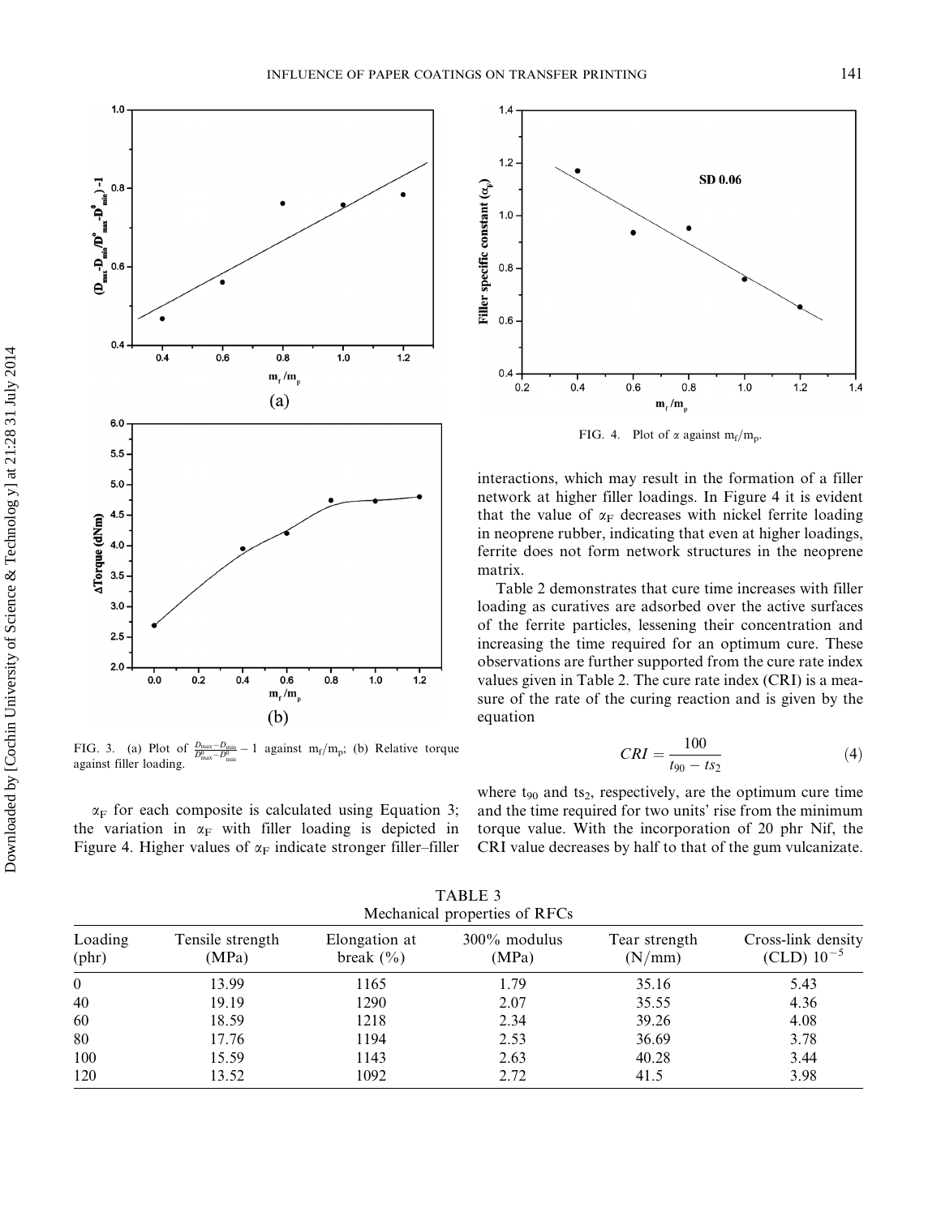FIG. 3. (a) Plot of $\frac{D_{max}-D_{min}}{D^0_{max}-D^0_{min}} - 1$ against $m_f/m_p$; (b) Relative torque against filler loading.

FIG. 4. Plot of α against $m_f/m_p$.

$\alpha_F$ for each composite is calculated using Equation 3; the variation in $\alpha_F$ with filler loading is depicted in Figure 4. Higher values of $\alpha_F$ indicate stronger filler–filler interactions, which may result in the formation of a filler network at higher filler loadings. In Figure 4 it is evident that the value of $\alpha_F$ decreases with nickel ferrite loading in neoprene rubber, indicating that even at higher loadings, ferrite does not form network structures in the neoprene matrix.

Table 2 demonstrates that cure time increases with filler loading as curatives are adsorbed over the active surfaces of the ferrite particles, lessening their concentration and increasing the time required for an optimum cure. These observations are further supported from the cure rate index values given in Table 2. The cure rate index (CRI) is a measure of the rate of the curing reaction and is given by the equation

$$CRI = \frac{100}{t_{90} - ts_2} \tag{4}$$

where $t_{90}$ and $ts_2$, respectively, are the optimum cure time and the time required for two units' rise from the minimum torque value. With the incorporation of 20 phr Nif, the CRI value decreases by half to that of the gum vulcanizate.

TABLE 3
Mechanical properties of RFCs

| Loading (phr) | Tensile strength (MPa) | Elongation at break (%) | 300% modulus (MPa) | Tear strength (N/mm) | Cross-link density (CLD) $10^{-5}$ |
|---|---|---|---|---|---|
| 0 | 13.99 | 1165 | 1.79 | 35.16 | 5.43 |
| 40 | 19.19 | 1290 | 2.07 | 35.55 | 4.36 |
| 60 | 18.59 | 1218 | 2.34 | 39.26 | 4.08 |
| 80 | 17.76 | 1194 | 2.53 | 36.69 | 3.78 |
| 100 | 15.59 | 1143 | 2.63 | 40.28 | 3.44 |
| 120 | 13.52 | 1092 | 2.72 | 41.5 | 3.98 |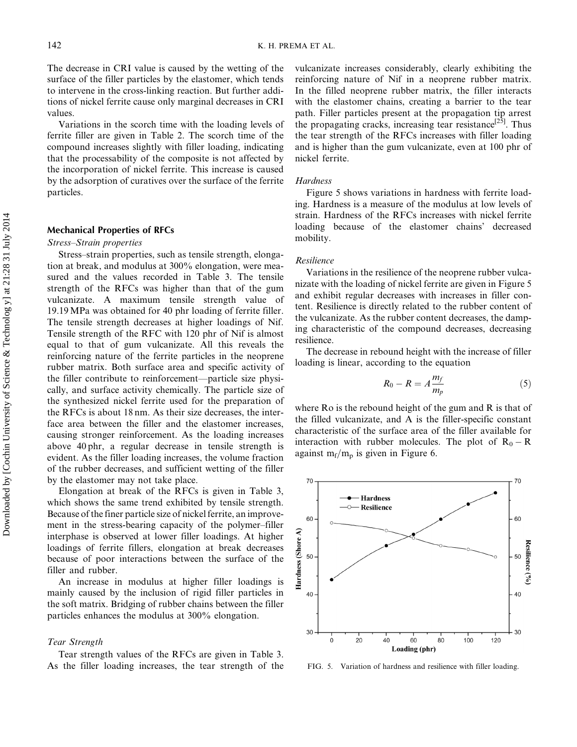The decrease in CRI value is caused by the wetting of the surface of the filler particles by the elastomer, which tends to intervene in the cross-linking reaction. But further additions of nickel ferrite cause only marginal decreases in CRI values.

Variations in the scorch time with the loading levels of ferrite filler are given in Table 2. The scorch time of the compound increases slightly with filler loading, indicating that the processability of the composite is not affected by the incorporation of nickel ferrite. This increase is caused by the adsorption of curatives over the surface of the ferrite particles.

## Mechanical Properties of RFCs

### *Stress–Strain properties*

Stress–strain properties, such as tensile strength, elongation at break, and modulus at 300% elongation, were measured and the values recorded in Table 3. The tensile strength of the RFCs was higher than that of the gum vulcanizate. A maximum tensile strength value of 19.19 MPa was obtained for 40 phr loading of ferrite filler. The tensile strength decreases at higher loadings of Nif. Tensile strength of the RFC with 120 phr of Nif is almost equal to that of gum vulcanizate. All this reveals the reinforcing nature of the ferrite particles in the neoprene rubber matrix. Both surface area and specific activity of the filler contribute to reinforcement—particle size physically, and surface activity chemically. The particle size of the synthesized nickel ferrite used for the preparation of the RFCs is about 18 nm. As their size decreases, the interface area between the filler and the elastomer increases, causing stronger reinforcement. As the loading increases above 40 phr, a regular decrease in tensile strength is evident. As the filler loading increases, the volume fraction of the rubber decreases, and sufficient wetting of the filler by the elastomer may not take place.

Elongation at break of the RFCs is given in Table 3, which shows the same trend exhibited by tensile strength. Because of the finer particle size of nickel ferrite, an improvement in the stress-bearing capacity of the polymer–filler interphase is observed at lower filler loadings. At higher loadings of ferrite fillers, elongation at break decreases because of poor interactions between the surface of the filler and rubber.

An increase in modulus at higher filler loadings is mainly caused by the inclusion of rigid filler particles in the soft matrix. Bridging of rubber chains between the filler particles enhances the modulus at 300% elongation.

### *Tear Strength*

Tear strength values of the RFCs are given in Table 3. As the filler loading increases, the tear strength of the vulcanizate increases considerably, clearly exhibiting the reinforcing nature of Nif in a neoprene rubber matrix. In the filled neoprene rubber matrix, the filler interacts with the elastomer chains, creating a barrier to the tear path. Filler particles present at the propagation tip arrest the propagating cracks, increasing tear resistance[25]. Thus the tear strength of the RFCs increases with filler loading and is higher than the gum vulcanizate, even at 100 phr of nickel ferrite.

### *Hardness*

Figure 5 shows variations in hardness with ferrite loading. Hardness is a measure of the modulus at low levels of strain. Hardness of the RFCs increases with nickel ferrite loading because of the elastomer chains' decreased mobility.

### *Resilience*

Variations in the resilience of the neoprene rubber vulcanizate with the loading of nickel ferrite are given in Figure 5 and exhibit regular decreases with increases in filler content. Resilience is directly related to the rubber content of the vulcanizate. As the rubber content decreases, the damping characteristic of the compound decreases, decreasing resilience.

The decrease in rebound height with the increase of filler loading is linear, according to the equation

$$R_0 - R = A\frac{m_f}{m_p} \tag{5}$$

where Ro is the rebound height of the gum and R is that of the filled vulcanizate, and A is the filler-specific constant characteristic of the surface area of the filler available for interaction with rubber molecules. The plot of $R_0 - R$ against $m_f/m_p$ is given in Figure 6.

FIG. 5. Variation of hardness and resilience with filler loading.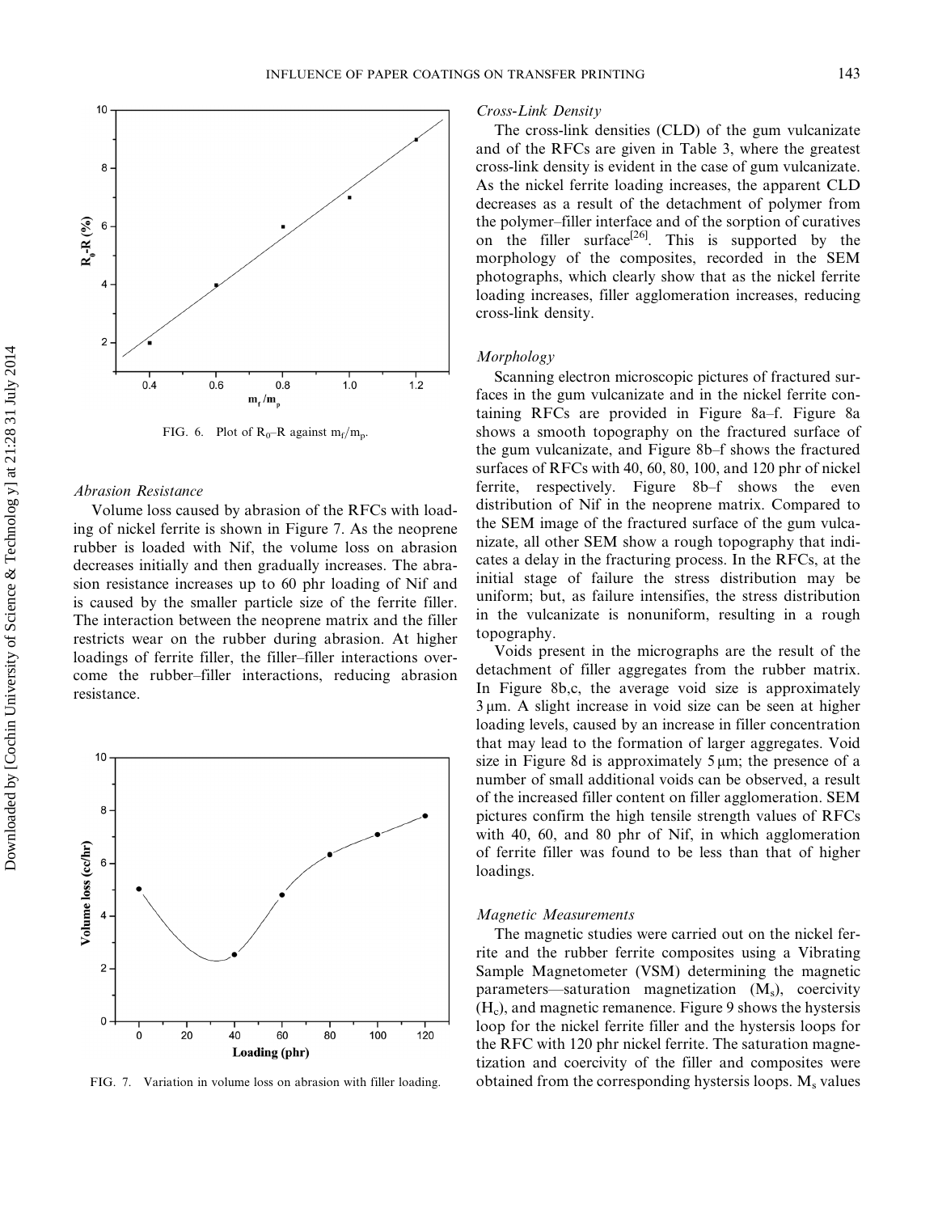FIG. 6. Plot of $R_0$–R against $m_f/m_p$.

### Abrasion Resistance

Volume loss caused by abrasion of the RFCs with loading of nickel ferrite is shown in Figure 7. As the neoprene rubber is loaded with Nif, the volume loss on abrasion decreases initially and then gradually increases. The abrasion resistance increases up to 60 phr loading of Nif and is caused by the smaller particle size of the ferrite filler. The interaction between the neoprene matrix and the filler restricts wear on the rubber during abrasion. At higher loadings of ferrite filler, the filler–filler interactions overcome the rubber–filler interactions, reducing abrasion resistance.

FIG. 7. Variation in volume loss on abrasion with filler loading.

### Cross-Link Density

The cross-link densities (CLD) of the gum vulcanizate and of the RFCs are given in Table 3, where the greatest cross-link density is evident in the case of gum vulcanizate. As the nickel ferrite loading increases, the apparent CLD decreases as a result of the detachment of polymer from the polymer–filler interface and of the sorption of curatives on the filler surface[26]. This is supported by the morphology of the composites, recorded in the SEM photographs, which clearly show that as the nickel ferrite loading increases, filler agglomeration increases, reducing cross-link density.

### Morphology

Scanning electron microscopic pictures of fractured surfaces in the gum vulcanizate and in the nickel ferrite containing RFCs are provided in Figure 8a–f. Figure 8a shows a smooth topography on the fractured surface of the gum vulcanizate, and Figure 8b–f shows the fractured surfaces of RFCs with 40, 60, 80, 100, and 120 phr of nickel ferrite, respectively. Figure 8b–f shows the even distribution of Nif in the neoprene matrix. Compared to the SEM image of the fractured surface of the gum vulcanizate, all other SEM show a rough topography that indicates a delay in the fracturing process. In the RFCs, at the initial stage of failure the stress distribution may be uniform; but, as failure intensifies, the stress distribution in the vulcanizate is nonuniform, resulting in a rough topography.

Voids present in the micrographs are the result of the detachment of filler aggregates from the rubber matrix. In Figure 8b,c, the average void size is approximately 3 μm. A slight increase in void size can be seen at higher loading levels, caused by an increase in filler concentration that may lead to the formation of larger aggregates. Void size in Figure 8d is approximately 5 μm; the presence of a number of small additional voids can be observed, a result of the increased filler content on filler agglomeration. SEM pictures confirm the high tensile strength values of RFCs with 40, 60, and 80 phr of Nif, in which agglomeration of ferrite filler was found to be less than that of higher loadings.

### Magnetic Measurements

The magnetic studies were carried out on the nickel ferrite and the rubber ferrite composites using a Vibrating Sample Magnetometer (VSM) determining the magnetic parameters—saturation magnetization ($M_s$), coercivity ($H_c$), and magnetic remanence. Figure 9 shows the hystersis loop for the nickel ferrite filler and the hystersis loops for the RFC with 120 phr nickel ferrite. The saturation magnetization and coercivity of the filler and composites were obtained from the corresponding hysteresis loops. $M_s$ values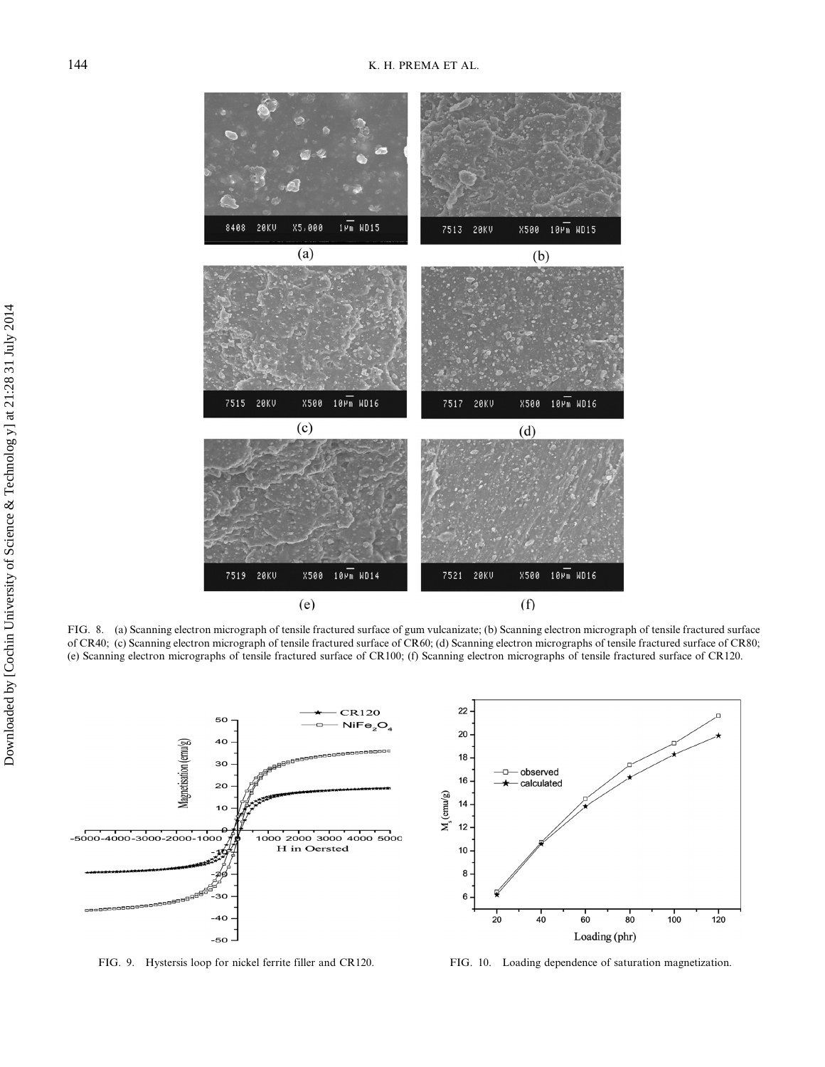FIG. 8. (a) Scanning electron micrograph of tensile fractured surface of gum vulcanizate; (b) Scanning electron micrograph of tensile fractured surface of CR40; (c) Scanning electron micrograph of tensile fractured surface of CR60; (d) Scanning electron micrographs of tensile fractured surface of CR80; (e) Scanning electron micrographs of tensile fractured surface of CR100; (f) Scanning electron micrographs of tensile fractured surface of CR120.

FIG. 9. Hystersis loop for nickel ferrite filler and CR120.

FIG. 10. Loading dependence of saturation magnetization.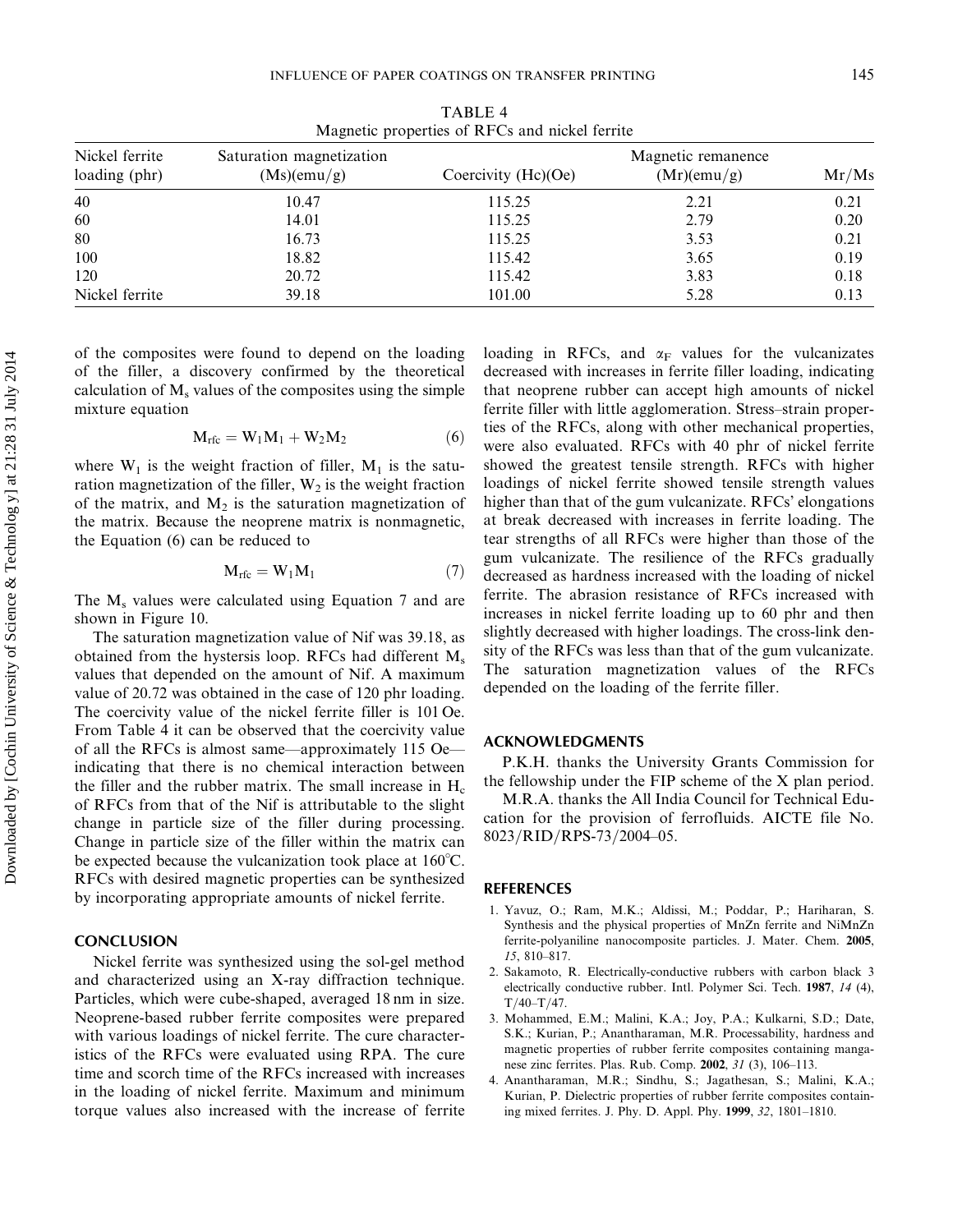TABLE 4
Magnetic properties of RFCs and nickel ferrite

| Nickel ferrite loading (phr) | Saturation magnetization (Ms)(emu/g) | Coercivity (Hc)(Oe) | Magnetic remanence (Mr)(emu/g) | Mr/Ms |
|---|---|---|---|---|
| 40 | 10.47 | 115.25 | 2.21 | 0.21 |
| 60 | 14.01 | 115.25 | 2.79 | 0.20 |
| 80 | 16.73 | 115.25 | 3.53 | 0.21 |
| 100 | 18.82 | 115.42 | 3.65 | 0.19 |
| 120 | 20.72 | 115.42 | 3.83 | 0.18 |
| Nickel ferrite | 39.18 | 101.00 | 5.28 | 0.13 |

of the composites were found to depend on the loading of the filler, a discovery confirmed by the theoretical calculation of $M_s$ values of the composites using the simple mixture equation

$$M_{rfc} = W_1M_1 + W_2M_2 \tag{6}$$

where $W_1$ is the weight fraction of filler, $M_1$ is the saturation magnetization of the filler, $W_2$ is the weight fraction of the matrix, and $M_2$ is the saturation magnetization of the matrix. Because the neoprene matrix is nonmagnetic, the Equation (6) can be reduced to

$$M_{rfc} = W_1M_1 \tag{7}$$

The $M_s$ values were calculated using Equation 7 and are shown in Figure 10.

The saturation magnetization value of Nif was 39.18, as obtained from the hystersis loop. RFCs had different $M_s$ values that depended on the amount of Nif. A maximum value of 20.72 was obtained in the case of 120 phr loading. The coercivity value of the nickel ferrite filler is 101 Oe. From Table 4 it can be observed that the coercivity value of all the RFCs is almost same—approximately 115 Oe—indicating that there is no chemical interaction between the filler and the rubber matrix. The small increase in $H_c$ of RFCs from that of the Nif is attributable to the slight change in particle size of the filler during processing. Change in particle size of the filler within the matrix can be expected because the vulcanization took place at 160°C. RFCs with desired magnetic properties can be synthesized by incorporating appropriate amounts of nickel ferrite.

## CONCLUSION

Nickel ferrite was synthesized using the sol-gel method and characterized using an X-ray diffraction technique. Particles, which were cube-shaped, averaged 18 nm in size. Neoprene-based rubber ferrite composites were prepared with various loadings of nickel ferrite. The cure characteristics of the RFCs were evaluated using RPA. The cure time and scorch time of the RFCs increased with increases in the loading of nickel ferrite. Maximum and minimum torque values also increased with the increase of ferrite loading in RFCs, and $\alpha_F$ values for the vulcanizates decreased with increases in ferrite filler loading, indicating that neoprene rubber can accept high amounts of nickel ferrite filler with little agglomeration. Stress–strain properties of the RFCs, along with other mechanical properties, were also evaluated. RFCs with 40 phr of nickel ferrite showed the greatest tensile strength. RFCs with higher loadings of nickel ferrite showed tensile strength values higher than that of the gum vulcanizate. RFCs' elongations at break decreased with increases in ferrite loading. The tear strengths of all RFCs were higher than those of the gum vulcanizate. The resilience of the RFCs gradually decreased as hardness increased with the loading of nickel ferrite. The abrasion resistance of RFCs increased with increases in nickel ferrite loading up to 60 phr and then slightly decreased with higher loadings. The cross-link density of the RFCs was less than that of the gum vulcanizate. The saturation magnetization values of the RFCs depended on the loading of the ferrite filler.

## ACKNOWLEDGMENTS

P.K.H. thanks the University Grants Commission for the fellowship under the FIP scheme of the X plan period.

M.R.A. thanks the All India Council for Technical Education for the provision of ferrofluids. AICTE file No. 8023/RID/RPS-73/2004–05.

## REFERENCES

1. Yavuz, O.; Ram, M.K.; Aldissi, M.; Poddar, P.; Hariharan, S. Synthesis and the physical properties of MnZn ferrite and NiMnZn ferrite-polyaniline nanocomposite particles. J. Mater. Chem. **2005**, *15*, 810–817.
2. Sakamoto, R. Electrically-conductive rubbers with carbon black 3 electrically conductive rubber. Intl. Polymer Sci. Tech. **1987**, *14* (4), T/40–T/47.
3. Mohammed, E.M.; Malini, K.A.; Joy, P.A.; Kulkarni, S.D.; Date, S.K.; Kurian, P.; Anantharaman, M.R. Processability, hardness and magnetic properties of rubber ferrite composites containing manganese zinc ferrites. Plas. Rub. Comp. **2002**, *31* (3), 106–113.
4. Anantharaman, M.R.; Sindhu, S.; Jagathesan, S.; Malini, K.A.; Kurian, P. Dielectric properties of rubber ferrite composites containing mixed ferrites. J. Phy. D. Appl. Phy. **1999**, *32*, 1801–1810.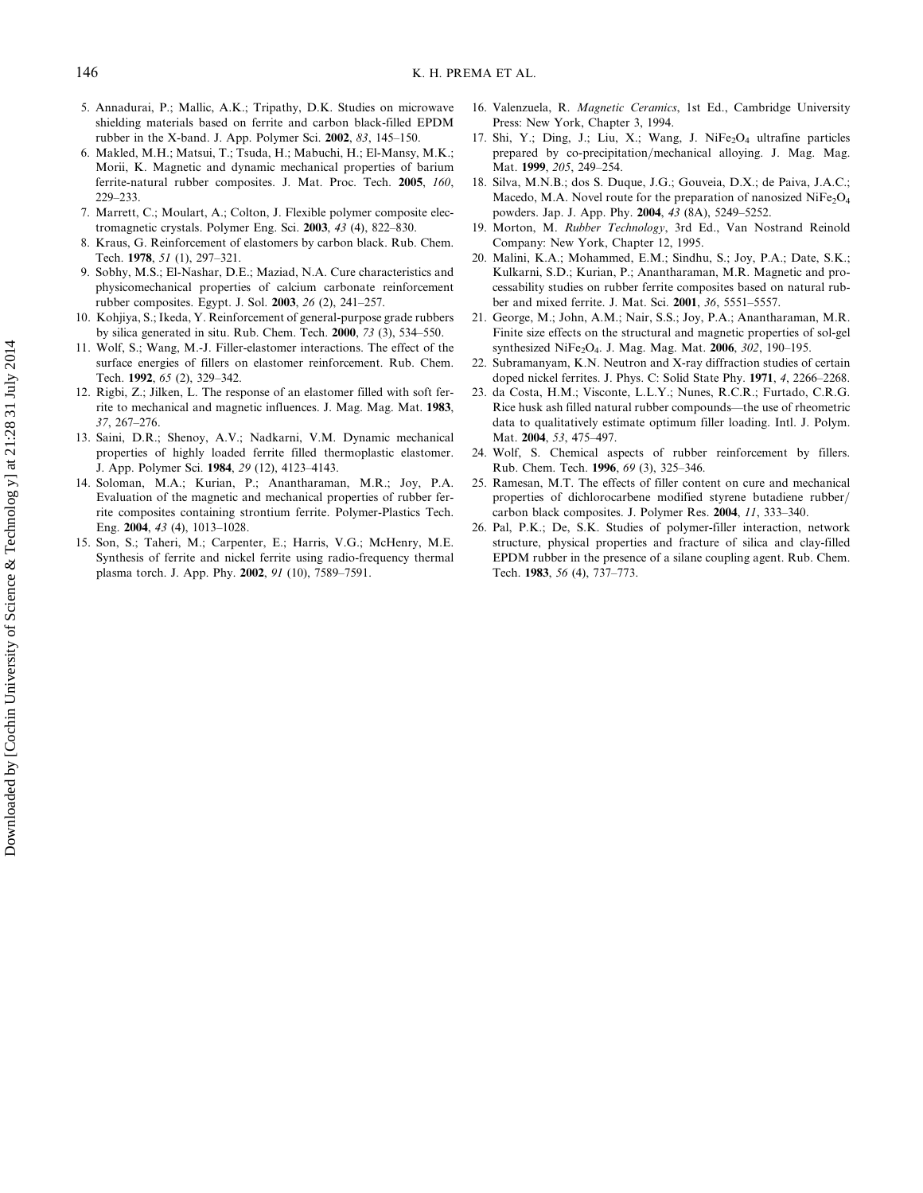5. Annadurai, P.; Mallic, A.K.; Tripathy, D.K. Studies on microwave shielding materials based on ferrite and carbon black-filled EPDM rubber in the X-band. J. App. Polymer Sci. **2002**, *83*, 145–150.
6. Makled, M.H.; Matsui, T.; Tsuda, H.; Mabuchi, H.; El-Mansy, M.K.; Morii, K. Magnetic and dynamic mechanical properties of barium ferrite-natural rubber composites. J. Mat. Proc. Tech. **2005**, *160*, 229–233.
7. Marrett, C.; Moulart, A.; Colton, J. Flexible polymer composite electromagnetic crystals. Polymer Eng. Sci. **2003**, *43* (4), 822–830.
8. Kraus, G. Reinforcement of elastomers by carbon black. Rub. Chem. Tech. **1978**, *51* (1), 297–321.
9. Sobhy, M.S.; El-Nashar, D.E.; Maziad, N.A. Cure characteristics and physicomechanical properties of calcium carbonate reinforcement rubber composites. Egypt. J. Sol. **2003**, *26* (2), 241–257.
10. Kohjiya, S.; Ikeda, Y. Reinforcement of general-purpose grade rubbers by silica generated in situ. Rub. Chem. Tech. **2000**, *73* (3), 534–550.
11. Wolf, S.; Wang, M.-J. Filler-elastomer interactions. The effect of the surface energies of fillers on elastomer reinforcement. Rub. Chem. Tech. **1992**, *65* (2), 329–342.
12. Rigbi, Z.; Jilken, L. The response of an elastomer filled with soft ferrite to mechanical and magnetic influences. J. Mag. Mag. Mat. **1983**, *37*, 267–276.
13. Saini, D.R.; Shenoy, A.V.; Nadkarni, V.M. Dynamic mechanical properties of highly loaded ferrite filled thermoplastic elastomer. J. App. Polymer Sci. **1984**, *29* (12), 4123–4143.
14. Soloman, M.A.; Kurian, P.; Anantharaman, M.R.; Joy, P.A. Evaluation of the magnetic and mechanical properties of rubber ferrite composites containing strontium ferrite. Polymer-Plastics Tech. Eng. **2004**, *43* (4), 1013–1028.
15. Son, S.; Taheri, M.; Carpenter, E.; Harris, V.G.; McHenry, M.E. Synthesis of ferrite and nickel ferrite using radio-frequency thermal plasma torch. J. App. Phy. **2002**, *91* (10), 7589–7591.
16. Valenzuela, R. *Magnetic Ceramics*, 1st Ed., Cambridge University Press: New York, Chapter 3, 1994.
17. Shi, Y.; Ding, J.; Liu, X.; Wang, J. $NiFe_2O_4$ ultrafine particles prepared by co-precipitation/mechanical alloying. J. Mag. Mag. Mat. **1999**, *205*, 249–254.
18. Silva, M.N.B.; dos S. Duque, J.G.; Gouveia, D.X.; de Paiva, J.A.C.; Macedo, M.A. Novel route for the preparation of nanosized $NiFe_2O_4$ powders. Jap. J. App. Phy. **2004**, *43* (8A), 5249–5252.
19. Morton, M. *Rubber Technology*, 3rd Ed., Van Nostrand Reinold Company: New York, Chapter 12, 1995.
20. Malini, K.A.; Mohammed, E.M.; Sindhu, S.; Joy, P.A.; Date, S.K.; Kulkarni, S.D.; Kurian, P.; Anantharaman, M.R. Magnetic and processability studies on rubber ferrite composites based on natural rubber and mixed ferrite. J. Mat. Sci. **2001**, *36*, 5551–5557.
21. George, M.; John, A.M.; Nair, S.S.; Joy, P.A.; Anantharaman, M.R. Finite size effects on the structural and magnetic properties of sol-gel synthesized $NiFe_2O_4$. J. Mag. Mag. Mat. **2006**, *302*, 190–195.
22. Subramanyam, K.N. Neutron and X-ray diffraction studies of certain doped nickel ferrites. J. Phys. C: Solid State Phy. **1971**, *4*, 2266–2268.
23. da Costa, H.M.; Visconte, L.L.Y.; Nunes, R.C.R.; Furtado, C.R.G. Rice husk ash filled natural rubber compounds—the use of rheometric data to qualitatively estimate optimum filler loading. Intl. J. Polym. Mat. **2004**, *53*, 475–497.
24. Wolf, S. Chemical aspects of rubber reinforcement by fillers. Rub. Chem. Tech. **1996**, *69* (3), 325–346.
25. Ramesan, M.T. The effects of filler content on cure and mechanical properties of dichlorocarbene modified styrene butadiene rubber/carbon black composites. J. Polymer Res. **2004**, *11*, 333–340.
26. Pal, P.K.; De, S.K. Studies of polymer-filler interaction, network structure, physical properties and fracture of silica and clay-filled EPDM rubber in the presence of a silane coupling agent. Rub. Chem. Tech. **1983**, *56* (4), 737–773.